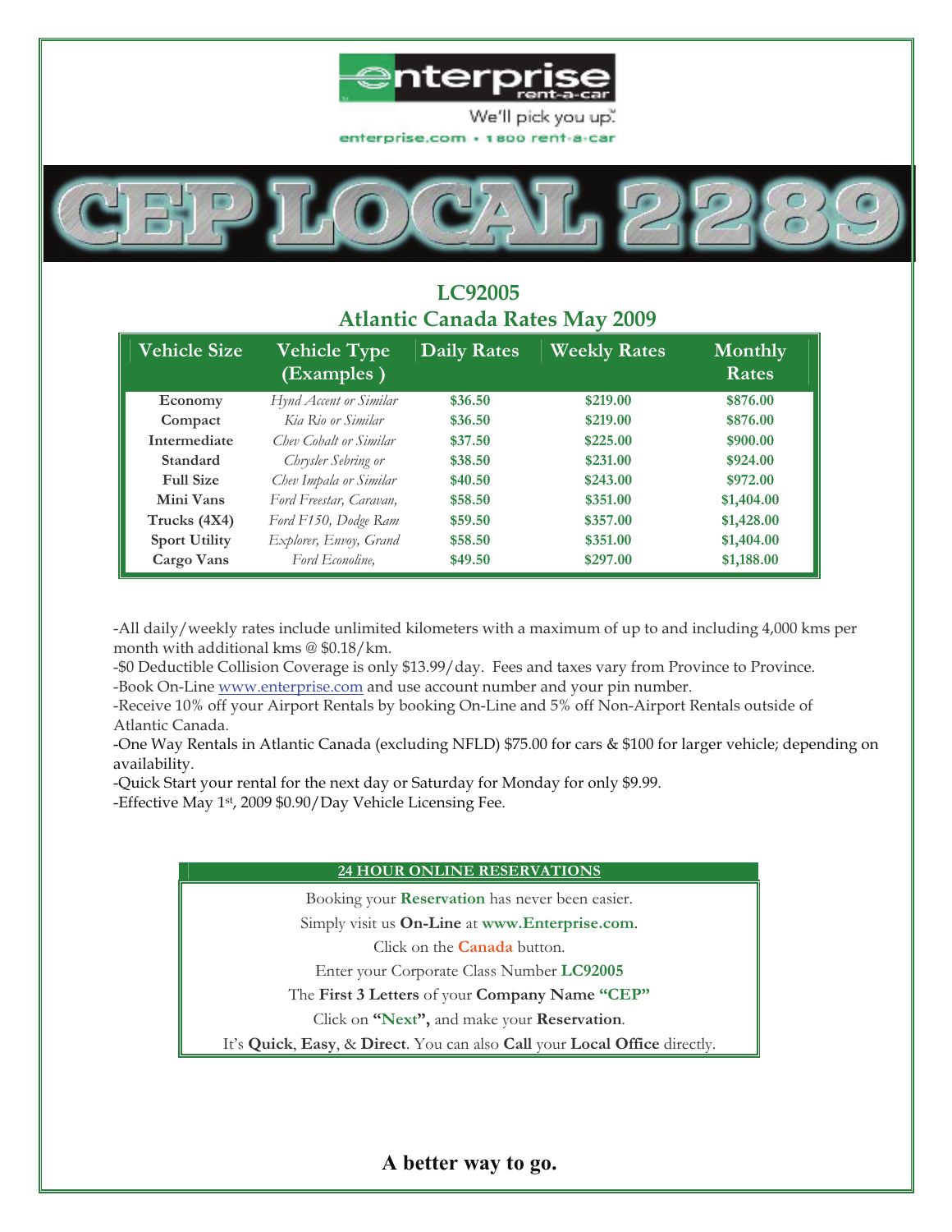enterprise rent-a-car

We'll pick you up.

enterprise.com • 1 800 rent-a-car

# CEP LOCAL 2289

## LC92005
## Atlantic Canada Rates May 2009

| Vehicle Size | Vehicle Type (Examples ) | Daily Rates | Weekly Rates | Monthly Rates |
|---|---|---|---|---|
| Economy | *Hynd Accent or Similar* | $36.50 | $219.00 | $876.00 |
| Compact | *Kia Rio or Similar* | $36.50 | $219.00 | $876.00 |
| Intermediate | *Chev Cobalt or Similar* | $37.50 | $225.00 | $900.00 |
| Standard | *Chrysler Sebring or* | $38.50 | $231.00 | $924.00 |
| Full Size | *Chev Impala or Similar* | $40.50 | $243.00 | $972.00 |
| Mini Vans | *Ford Freestar, Caravan,* | $58.50 | $351.00 | $1,404.00 |
| Trucks (4X4) | *Ford F150, Dodge Ram* | $59.50 | $357.00 | $1,428.00 |
| Sport Utility | *Explorer, Envoy, Grand* | $58.50 | $351.00 | $1,404.00 |
| Cargo Vans | *Ford Econoline,* | $49.50 | $297.00 | $1,188.00 |

-All daily/weekly rates include unlimited kilometers with a maximum of up to and including 4,000 kms per month with additional kms @ $0.18/km.
-$0 Deductible Collision Coverage is only $13.99/day. Fees and taxes vary from Province to Province.
-Book On-Line www.enterprise.com and use account number and your pin number.
-Receive 10% off your Airport Rentals by booking On-Line and 5% off Non-Airport Rentals outside of Atlantic Canada.
-One Way Rentals in Atlantic Canada (excluding NFLD) $75.00 for cars & $100 for larger vehicle; depending on availability.
-Quick Start your rental for the next day or Saturday for Monday for only $9.99.
-Effective May 1st, 2009 $0.90/Day Vehicle Licensing Fee.

**24 HOUR ONLINE RESERVATIONS**

Booking your **Reservation** has never been easier.

Simply visit us **On-Line** at **www.Enterprise.com**.

Click on the **Canada** button.

Enter your Corporate Class Number **LC92005**

The **First 3 Letters** of your **Company Name "CEP"**

Click on **"Next",** and make your **Reservation**.

It's **Quick**, **Easy**, & **Direct**. You can also **Call** your **Local Office** directly.

**A better way to go.**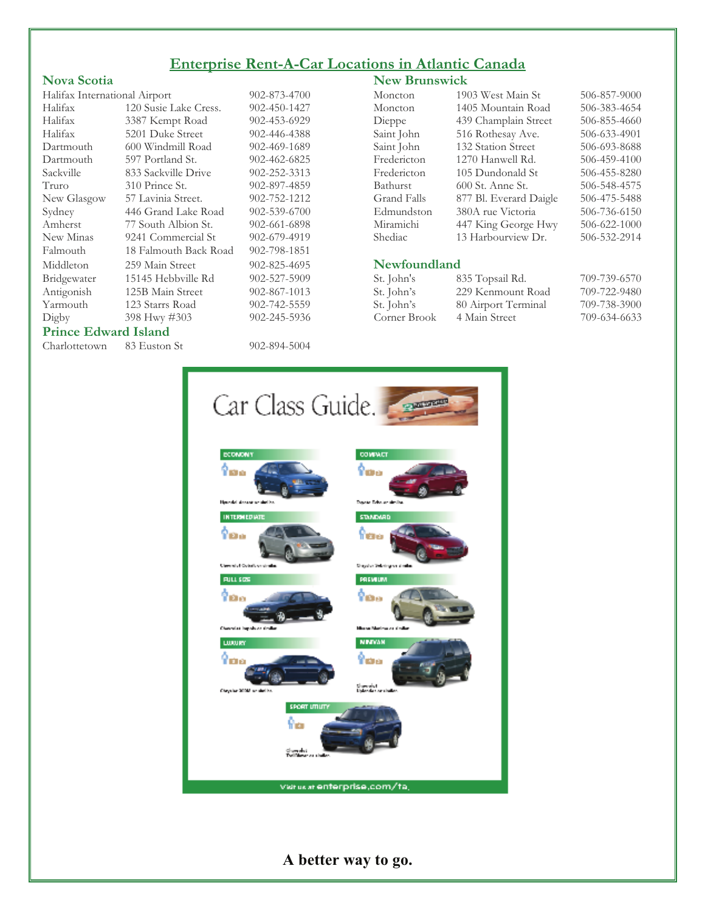## Enterprise Rent-A-Car Locations in Atlantic Canada

### Nova Scotia

| | | |
|---|---|---|
| Halifax International Airport | | 902-873-4700 |
| Halifax | 120 Susie Lake Cress. | 902-450-1427 |
| Halifax | 3387 Kempt Road | 902-453-6929 |
| Halifax | 5201 Duke Street | 902-446-4388 |
| Dartmouth | 600 Windmill Road | 902-469-1689 |
| Dartmouth | 597 Portland St. | 902-462-6825 |
| Sackville | 833 Sackville Drive | 902-252-3313 |
| Truro | 310 Prince St. | 902-897-4859 |
| New Glasgow | 57 Lavinia Street. | 902-752-1212 |
| Sydney | 446 Grand Lake Road | 902-539-6700 |
| Amherst | 77 South Albion St. | 902-661-6898 |
| New Minas | 9241 Commercial St | 902-679-4919 |
| Falmouth | 18 Falmouth Back Road | 902-798-1851 |
| Middleton | 259 Main Street | 902-825-4695 |
| Bridgewater | 15145 Hebbville Rd | 902-527-5909 |
| Antigonish | 125B Main Street | 902-867-1013 |
| Yarmouth | 123 Starrs Road | 902-742-5559 |
| Digby | 398 Hwy #303 | 902-245-5936 |

### Prince Edward Island

| | | |
|---|---|---|
| Charlottetown | 83 Euston St | 902-894-5004 |

### New Brunswick

| | | |
|---|---|---|
| Moncton | 1903 West Main St | 506-857-9000 |
| Moncton | 1405 Mountain Road | 506-383-4654 |
| Dieppe | 439 Champlain Street | 506-855-4660 |
| Saint John | 516 Rothesay Ave. | 506-633-4901 |
| Saint John | 132 Station Street | 506-693-8688 |
| Fredericton | 1270 Hanwell Rd. | 506-459-4100 |
| Fredericton | 105 Dundonald St | 506-455-8280 |
| Bathurst | 600 St. Anne St. | 506-548-4575 |
| Grand Falls | 877 Bl. Everard Daigle | 506-475-5488 |
| Edmundston | 380A rue Victoria | 506-736-6150 |
| Miramichi | 447 King George Hwy | 506-622-1000 |
| Shediac | 13 Harbourview Dr. | 506-532-2914 |

### Newfoundland

| | | |
|---|---|---|
| St. John's | 835 Topsail Rd. | 709-739-6570 |
| St. John's | 229 Kenmount Road | 709-722-9480 |
| St. John's | 80 Airport Terminal | 709-738-3900 |
| Corner Brook | 4 Main Street | 709-634-6633 |

Car Class Guide.

ECONOMY

COMPACT

INTERMEDIATE

STANDARD

FULL SIZE

PREMIUM

LUXURY

MINIVAN

SPORT UTILITY

Visit us at enterprise.com/ta.

**A better way to go.**